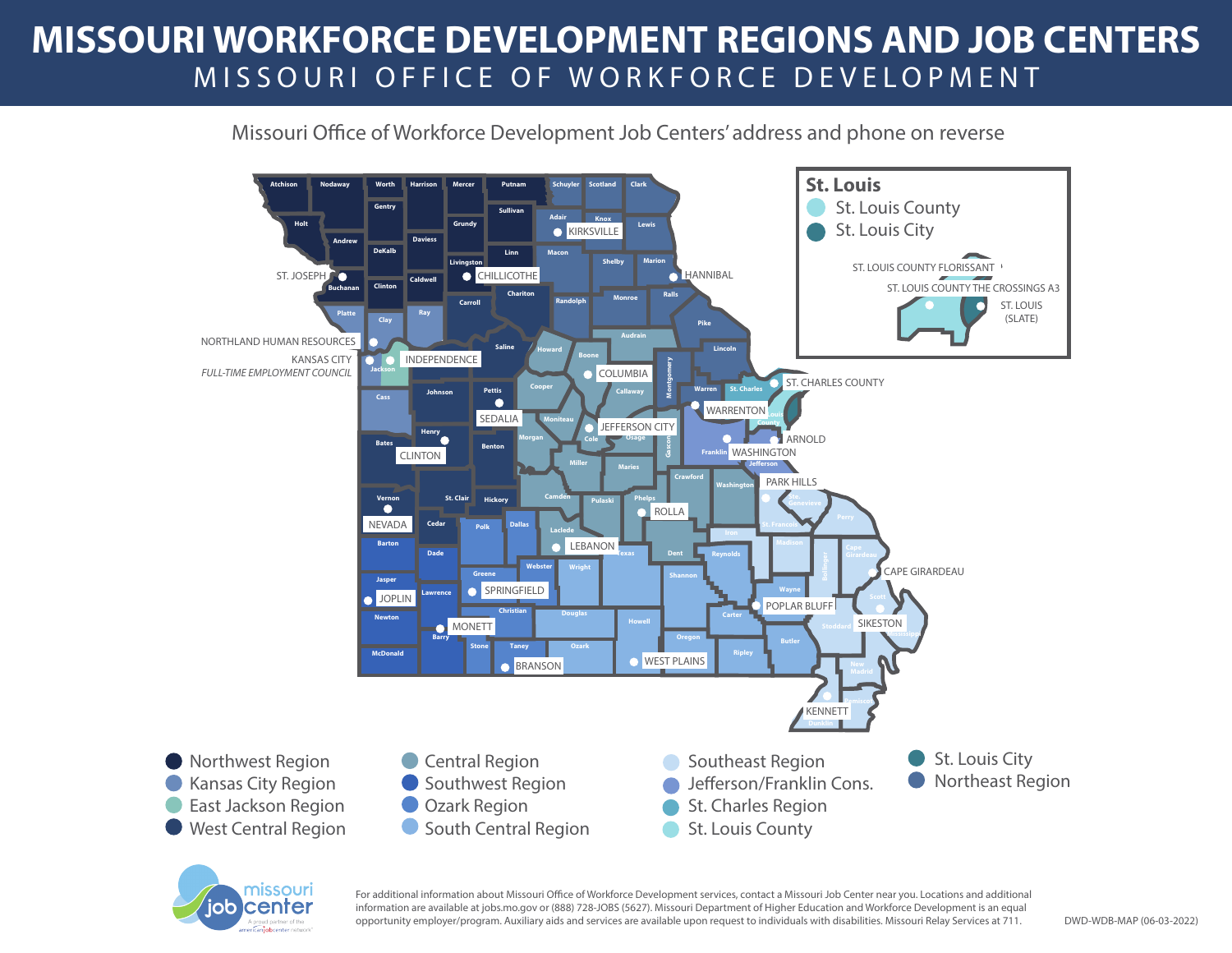# MISSOURI WORKFORCE DEVELOPMENT REGIONS AND JOB CENTERS

## MISSOURI OFFICE OF WORKFORCE DEVELOPMENT

Missouri Office of Workforce Development Job Centers' address and phone on reverse

**St. Louis**

- St. Louis County
- St. Louis City

ST. LOUIS COUNTY FLORISSANT

ST. LOUIS COUNTY THE CROSSINGS A3

ST. LOUIS (SLATE)

Job Centers: ST. JOSEPH, NORTHLAND HUMAN RESOURCES, KANSAS CITY *FULL-TIME EMPLOYMENT COUNCIL*, INDEPENDENCE, CHILLICOTHE, KIRKSVILLE, HANNIBAL, COLUMBIA, SEDALIA, JEFFERSON CITY, WARRENTON, ST. CHARLES COUNTY, ARNOLD, WASHINGTON, CLINTON, NEVADA, PARK HILLS, ROLLA, LEBANON, JOPLIN, SPRINGFIELD, MONETT, BRANSON, WEST PLAINS, POPLAR BLUFF, CAPE GIRARDEAU, SIKESTON, KENNETT

- Northwest Region
- Kansas City Region
- East Jackson Region
- West Central Region
- Central Region
- Southwest Region
- Ozark Region
- South Central Region
- Southeast Region
- Jefferson/Franklin Cons.
- St. Charles Region
- St. Louis County
- St. Louis City
- Northeast Region

missouri job center — A proud partner of the americanjobcenter network

For additional information about Missouri Office of Workforce Development services, contact a Missouri Job Center near you. Locations and additional information are available at jobs.mo.gov or (888) 728-JOBS (5627). Missouri Department of Higher Education and Workforce Development is an equal opportunity employer/program. Auxiliary aids and services are available upon request to individuals with disabilities. Missouri Relay Services at 711.

DWD-WDB-MAP (06-03-2022)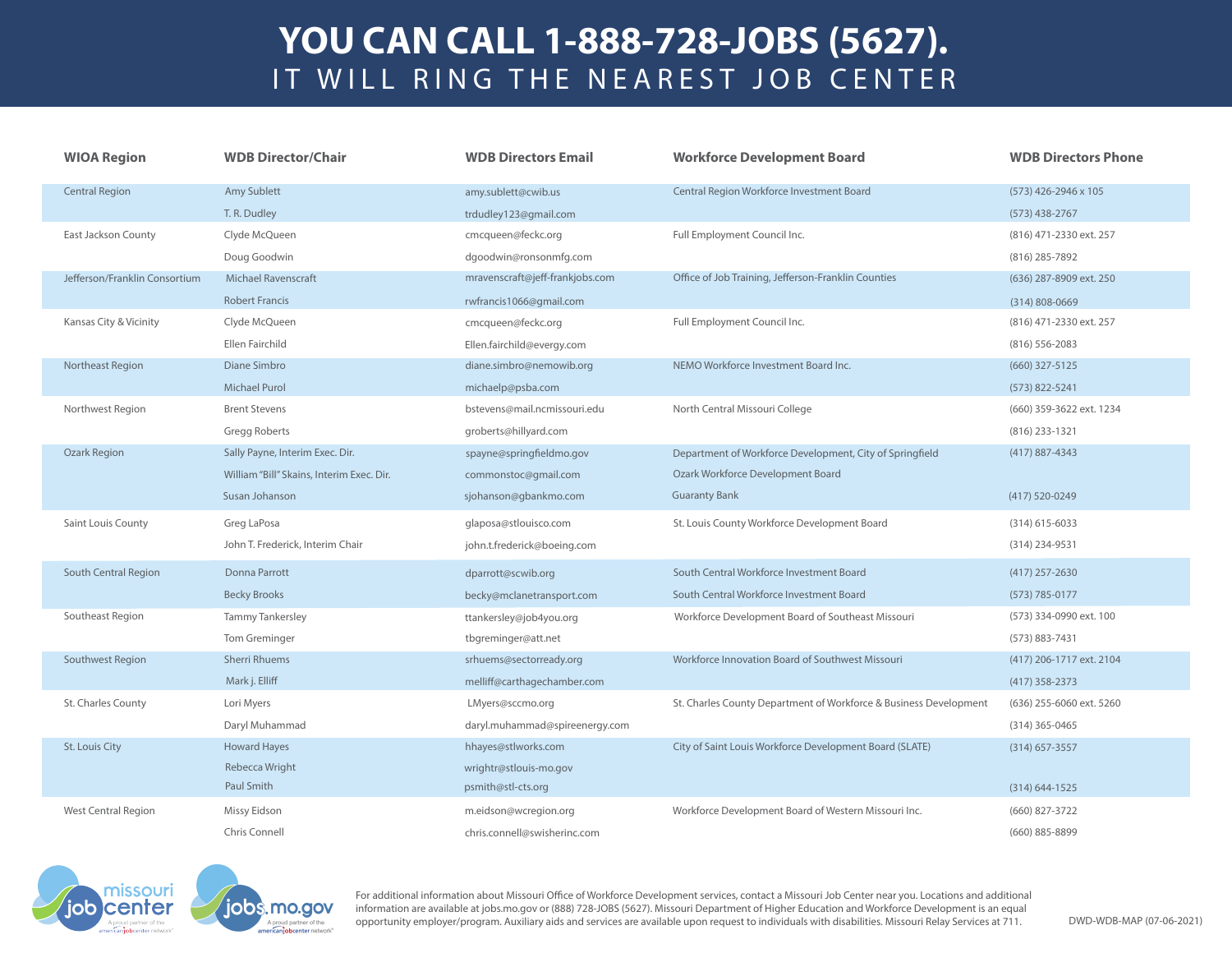# YOU CAN CALL 1-888-728-JOBS (5627).

## IT WILL RING THE NEAREST JOB CENTER

| WIOA Region | WDB Director/Chair | WDB Directors Email | Workforce Development Board | WDB Directors Phone |
|---|---|---|---|---|
| Central Region | Amy Sublett | amy.sublett@cwib.us | Central Region Workforce Investment Board | (573) 426-2946 x 105 |
| | T. R. Dudley | trdudley123@gmail.com | | (573) 438-2767 |
| East Jackson County | Clyde McQueen | cmcqueen@feckc.org | Full Employment Council Inc. | (816) 471-2330 ext. 257 |
| | Doug Goodwin | dgoodwin@ronsonmfg.com | | (816) 285-7892 |
| Jefferson/Franklin Consortium | Michael Ravenscraft | mravenscraft@jeff-frankjobs.com | Office of Job Training, Jefferson-Franklin Counties | (636) 287-8909 ext. 250 |
| | Robert Francis | rwfrancis1066@gmail.com | | (314) 808-0669 |
| Kansas City & Vicinity | Clyde McQueen | cmcqueen@feckc.org | Full Employment Council Inc. | (816) 471-2330 ext. 257 |
| | Ellen Fairchild | Ellen.fairchild@evergy.com | | (816) 556-2083 |
| Northeast Region | Diane Simbro | diane.simbro@nemowib.org | NEMO Workforce Investment Board Inc. | (660) 327-5125 |
| | Michael Purol | michaelp@psba.com | | (573) 822-5241 |
| Northwest Region | Brent Stevens | bstevens@mail.ncmissouri.edu | North Central Missouri College | (660) 359-3622 ext. 1234 |
| | Gregg Roberts | groberts@hillyard.com | | (816) 233-1321 |
| Ozark Region | Sally Payne, Interim Exec. Dir. | spayne@springfieldmo.gov | Department of Workforce Development, City of Springfield | (417) 887-4343 |
| | William "Bill" Skains, Interim Exec. Dir. | commonstoc@gmail.com | Ozark Workforce Development Board | |
| | Susan Johanson | sjohanson@gbankmo.com | Guaranty Bank | (417) 520-0249 |
| Saint Louis County | Greg LaPosa | glaposa@stlouisco.com | St. Louis County Workforce Development Board | (314) 615-6033 |
| | John T. Frederick, Interim Chair | john.t.frederick@boeing.com | | (314) 234-9531 |
| South Central Region | Donna Parrott | dparrott@scwib.org | South Central Workforce Investment Board | (417) 257-2630 |
| | Becky Brooks | becky@mclanetransport.com | South Central Workforce Investment Board | (573) 785-0177 |
| Southeast Region | Tammy Tankersley | ttankersley@job4you.org | Workforce Development Board of Southeast Missouri | (573) 334-0990 ext. 100 |
| | Tom Greminger | tbgreminger@att.net | | (573) 883-7431 |
| Southwest Region | Sherri Rhuems | srhuems@sectorready.org | Workforce Innovation Board of Southwest Missouri | (417) 206-1717 ext. 2104 |
| | Mark j. Elliff | melliff@carthagechamber.com | | (417) 358-2373 |
| St. Charles County | Lori Myers | LMyers@sccmo.org | St. Charles County Department of Workforce & Business Development | (636) 255-6060 ext. 5260 |
| | Daryl Muhammad | daryl.muhammad@spireenergy.com | | (314) 365-0465 |
| St. Louis City | Howard Hayes | hhayes@stlworks.com | City of Saint Louis Workforce Development Board (SLATE) | (314) 657-3557 |
| | Rebecca Wright | wrightr@stlouis-mo.gov | | |
| | Paul Smith | psmith@stl-cts.org | | (314) 644-1525 |
| West Central Region | Missy Eidson | m.eidson@wcregion.org | Workforce Development Board of Western Missouri Inc. | (660) 827-3722 |
| | Chris Connell | chris.connell@swisherinc.com | | (660) 885-8899 |

missouri job center — A proud partner of the americanjobcenter network

jobs.mo.gov — A proud partner of the americanjobcenter network

For additional information about Missouri Office of Workforce Development services, contact a Missouri Job Center near you. Locations and additional information are available at jobs.mo.gov or (888) 728-JOBS (5627). Missouri Department of Higher Education and Workforce Development is an equal opportunity employer/program. Auxiliary aids and services are available upon request to individuals with disabilities. Missouri Relay Services at 711.

DWD-WDB-MAP (07-06-2021)